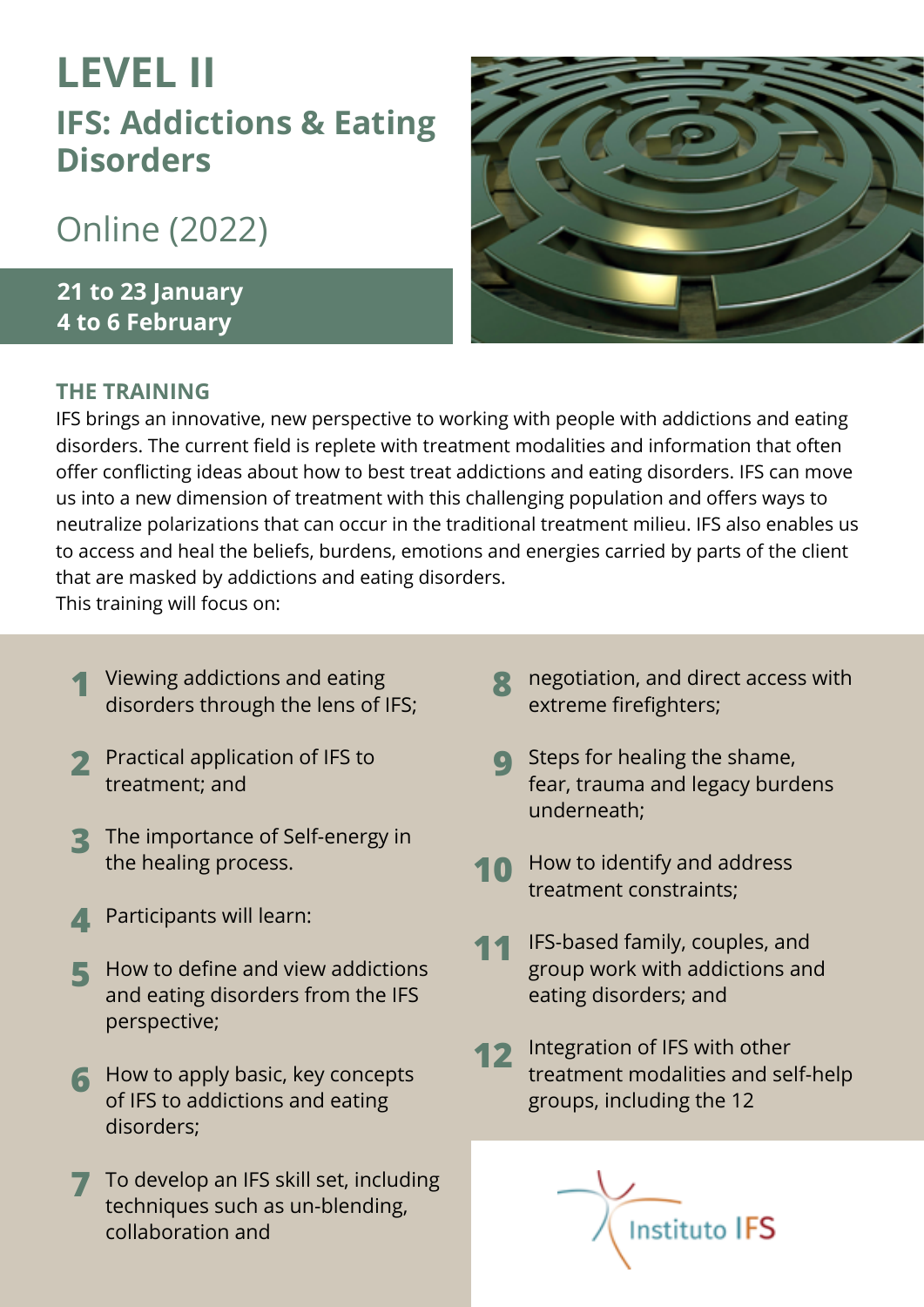# LEVEL II

## IFS: Addictions & Eating Disorders

Online (2022)

**21 to 23 January**
**4 to 6 February**

### THE TRAINING

IFS brings an innovative, new perspective to working with people with addictions and eating disorders. The current field is replete with treatment modalities and information that often offer conflicting ideas about how to best treat addictions and eating disorders. IFS can move us into a new dimension of treatment with this challenging population and offers ways to neutralize polarizations that can occur in the traditional treatment milieu. IFS also enables us to access and heal the beliefs, burdens, emotions and energies carried by parts of the client that are masked by addictions and eating disorders.
This training will focus on:

1. Viewing addictions and eating disorders through the lens of IFS;
2. Practical application of IFS to treatment; and
3. The importance of Self-energy in the healing process.
4. Participants will learn:
5. How to define and view addictions and eating disorders from the IFS perspective;
6. How to apply basic, key concepts of IFS to addictions and eating disorders;
7. To develop an IFS skill set, including techniques such as un-blending, collaboration and
8. negotiation, and direct access with extreme firefighters;
9. Steps for healing the shame, fear, trauma and legacy burdens underneath;
10. How to identify and address treatment constraints;
11. IFS-based family, couples, and group work with addictions and eating disorders; and
12. Integration of IFS with other treatment modalities and self-help groups, including the 12

Instituto IFS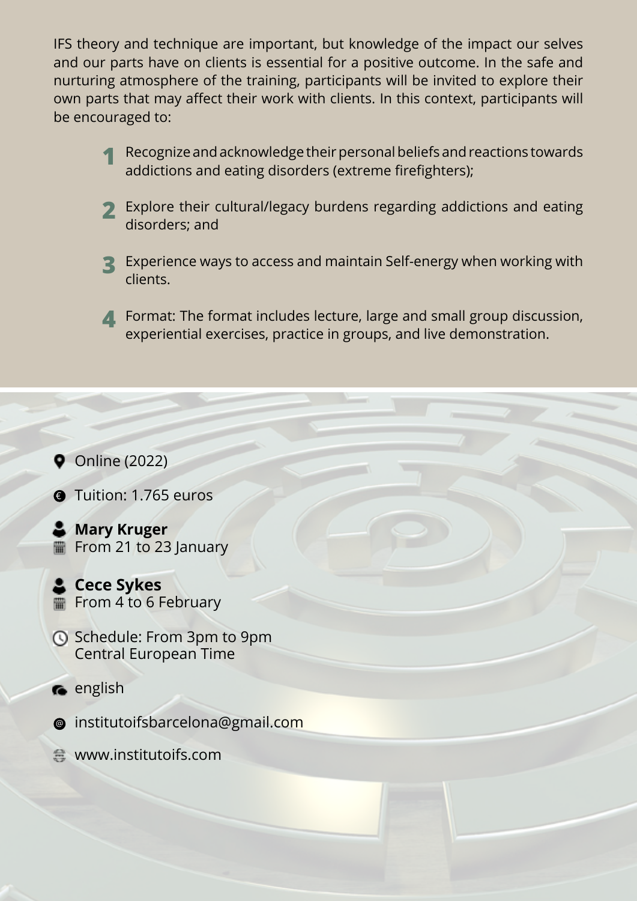IFS theory and technique are important, but knowledge of the impact our selves and our parts have on clients is essential for a positive outcome. In the safe and nurturing atmosphere of the training, participants will be invited to explore their own parts that may affect their work with clients. In this context, participants will be encouraged to:

1. Recognize and acknowledge their personal beliefs and reactions towards addictions and eating disorders (extreme firefighters);
2. Explore their cultural/legacy burdens regarding addictions and eating disorders; and
3. Experience ways to access and maintain Self-energy when working with clients.
4. Format: The format includes lecture, large and small group discussion, experiential exercises, practice in groups, and live demonstration.

- Online (2022)
- Tuition: 1.765 euros
- **Mary Kruger**
  From 21 to 23 January
- **Cece Sykes**
  From 4 to 6 February
- Schedule: From 3pm to 9pm
  Central European Time
- english
- institutoifsbarcelona@gmail.com
- www.institutoifs.com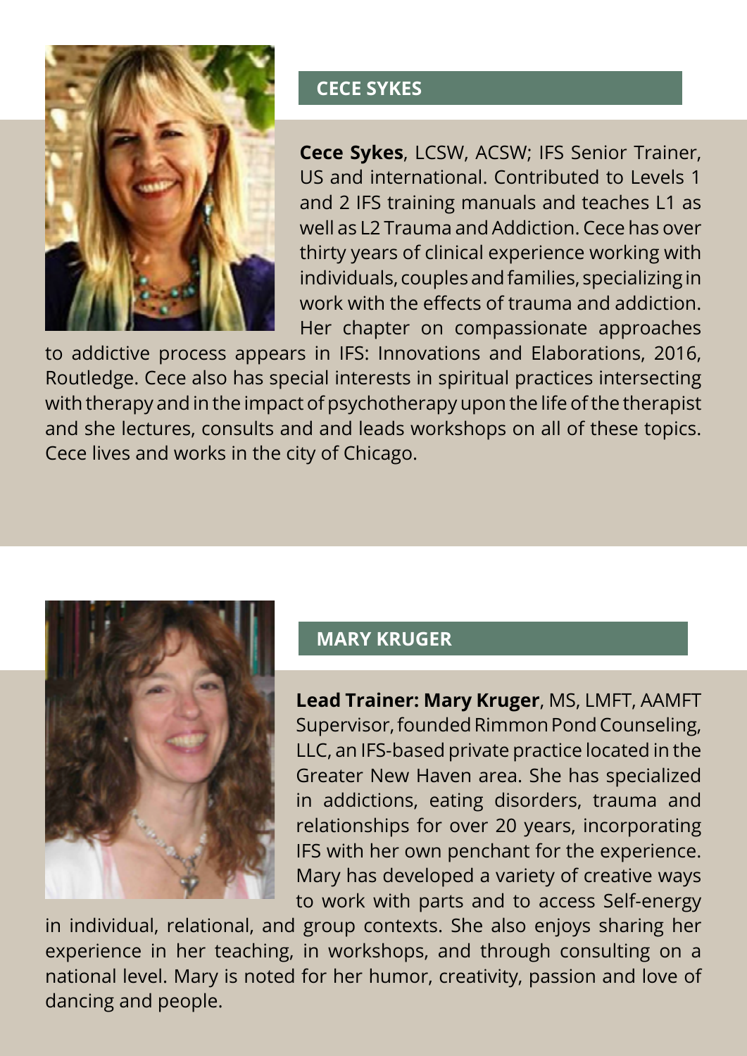## CECE SYKES

**Cece Sykes**, LCSW, ACSW; IFS Senior Trainer, US and international. Contributed to Levels 1 and 2 IFS training manuals and teaches L1 as well as L2 Trauma and Addiction. Cece has over thirty years of clinical experience working with individuals, couples and families, specializing in work with the effects of trauma and addiction. Her chapter on compassionate approaches to addictive process appears in IFS: Innovations and Elaborations, 2016, Routledge. Cece also has special interests in spiritual practices intersecting with therapy and in the impact of psychotherapy upon the life of the therapist and she lectures, consults and and leads workshops on all of these topics. Cece lives and works in the city of Chicago.

## MARY KRUGER

**Lead Trainer: Mary Kruger**, MS, LMFT, AAMFT Supervisor, founded Rimmon Pond Counseling, LLC, an IFS-based private practice located in the Greater New Haven area. She has specialized in addictions, eating disorders, trauma and relationships for over 20 years, incorporating IFS with her own penchant for the experience. Mary has developed a variety of creative ways to work with parts and to access Self-energy in individual, relational, and group contexts. She also enjoys sharing her experience in her teaching, in workshops, and through consulting on a national level. Mary is noted for her humor, creativity, passion and love of dancing and people.